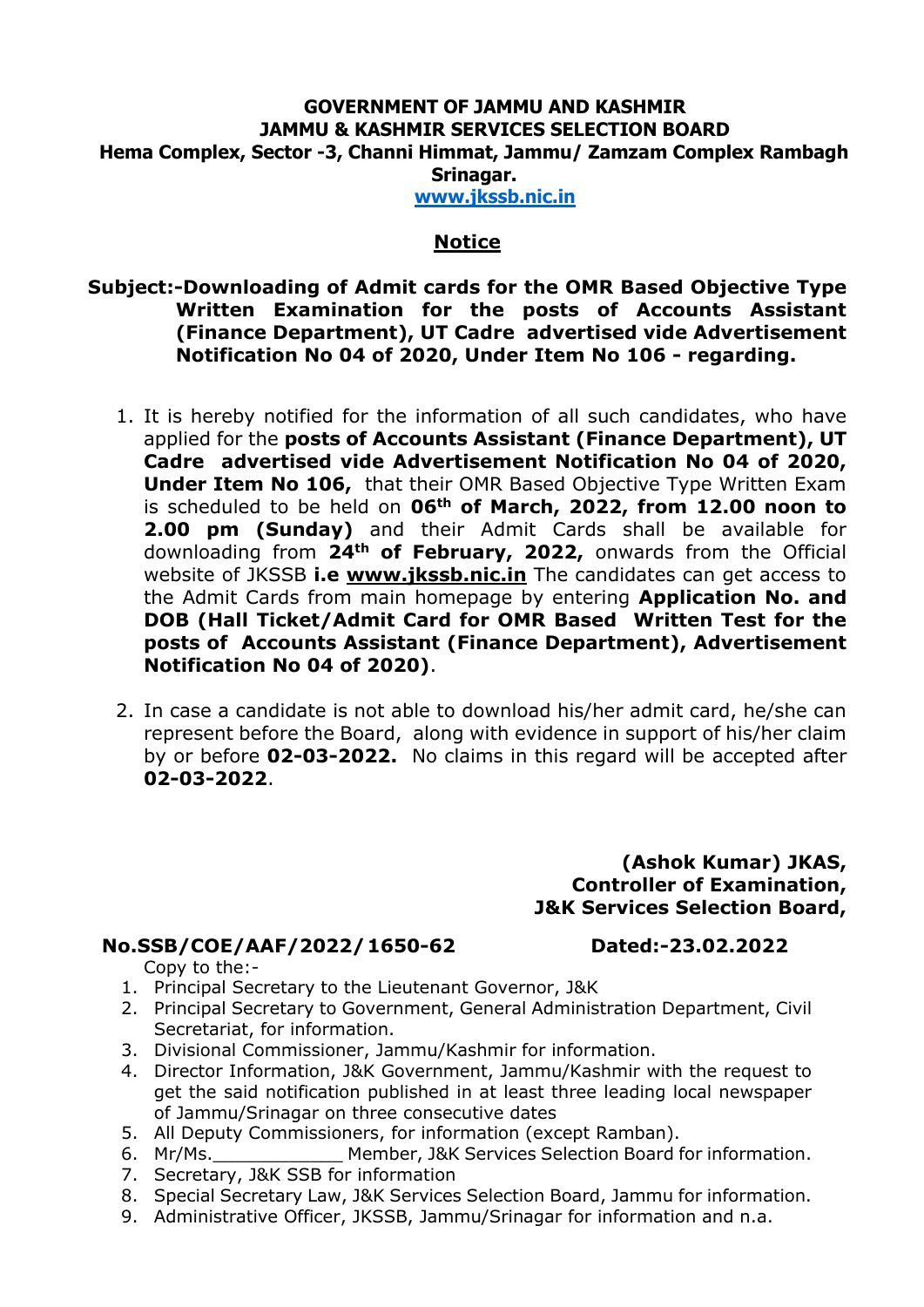**GOVERNMENT OF JAMMU AND KASHMIR**
**JAMMU & KASHMIR SERVICES SELECTION BOARD**
**Hema Complex, Sector -3, Channi Himmat, Jammu/ Zamzam Complex Rambagh Srinagar.**
**www.jkssb.nic.in**

## Notice

**Subject:-Downloading of Admit cards for the OMR Based Objective Type Written Examination for the posts of Accounts Assistant (Finance Department), UT Cadre advertised vide Advertisement Notification No 04 of 2020, Under Item No 106 - regarding.**

1. It is hereby notified for the information of all such candidates, who have applied for the **posts of Accounts Assistant (Finance Department), UT Cadre advertised vide Advertisement Notification No 04 of 2020, Under Item No 106,** that their OMR Based Objective Type Written Exam is scheduled to be held on **06th of March, 2022, from 12.00 noon to 2.00 pm (Sunday)** and their Admit Cards shall be available for downloading from **24th of February, 2022,** onwards from the Official website of JKSSB **i.e www.jkssb.nic.in** The candidates can get access to the Admit Cards from main homepage by entering **Application No. and DOB (Hall Ticket/Admit Card for OMR Based Written Test for the posts of Accounts Assistant (Finance Department), Advertisement Notification No 04 of 2020)**.

2. In case a candidate is not able to download his/her admit card, he/she can represent before the Board, along with evidence in support of his/her claim by or before **02-03-2022.** No claims in this regard will be accepted after **02-03-2022**.

**(Ashok Kumar) JKAS,**
**Controller of Examination,**
**J&K Services Selection Board,**

**No.SSB/COE/AAF/2022/1650-62** **Dated:-23.02.2022**

Copy to the:-

1. Principal Secretary to the Lieutenant Governor, J&K
2. Principal Secretary to Government, General Administration Department, Civil Secretariat, for information.
3. Divisional Commissioner, Jammu/Kashmir for information.
4. Director Information, J&K Government, Jammu/Kashmir with the request to get the said notification published in at least three leading local newspaper of Jammu/Srinagar on three consecutive dates
5. All Deputy Commissioners, for information (except Ramban).
6. Mr/Ms.____________ Member, J&K Services Selection Board for information.
7. Secretary, J&K SSB for information
8. Special Secretary Law, J&K Services Selection Board, Jammu for information.
9. Administrative Officer, JKSSB, Jammu/Srinagar for information and n.a.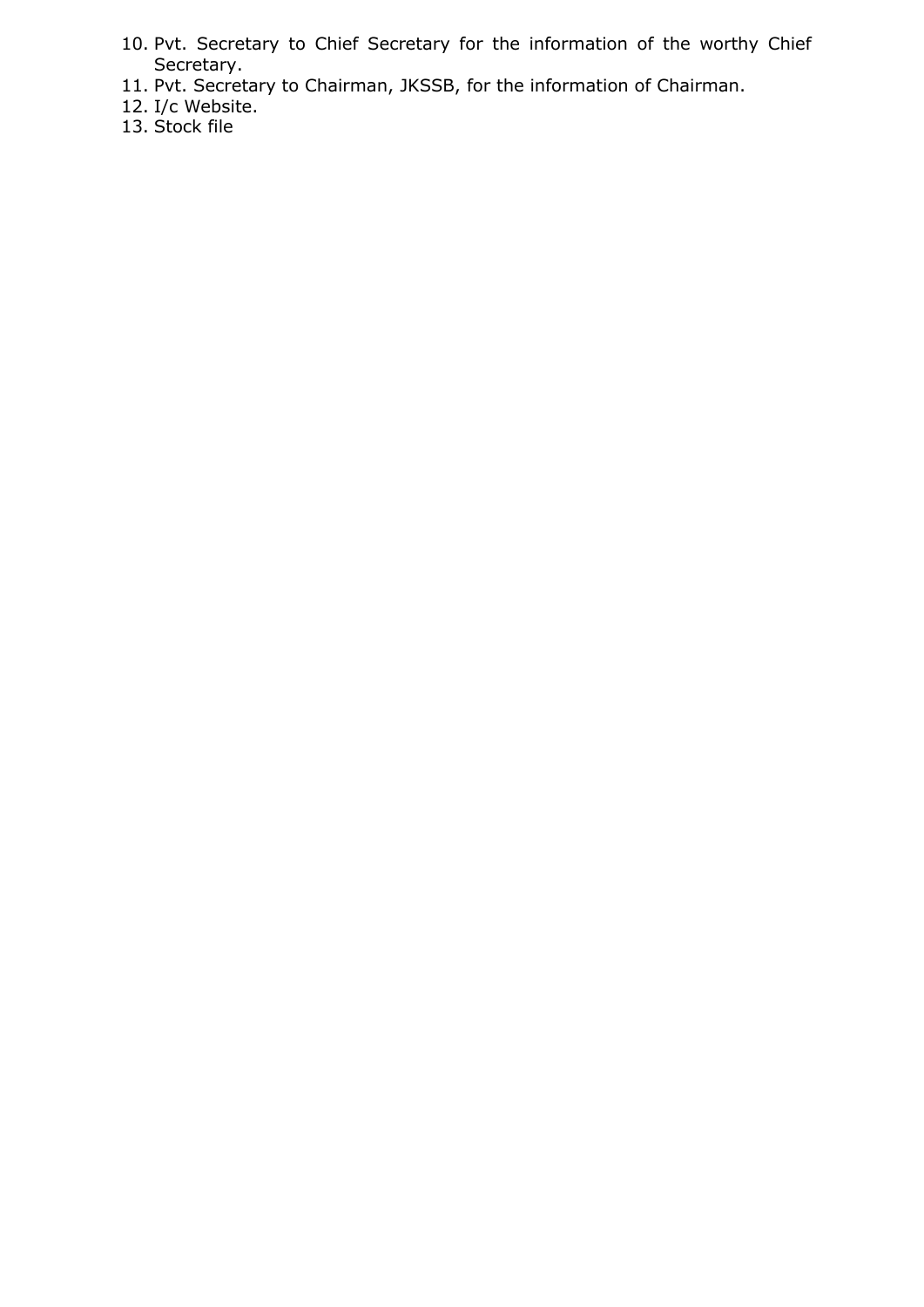10. Pvt. Secretary to Chief Secretary for the information of the worthy Chief Secretary.
11. Pvt. Secretary to Chairman, JKSSB, for the information of Chairman.
12. I/c Website.
13. Stock file